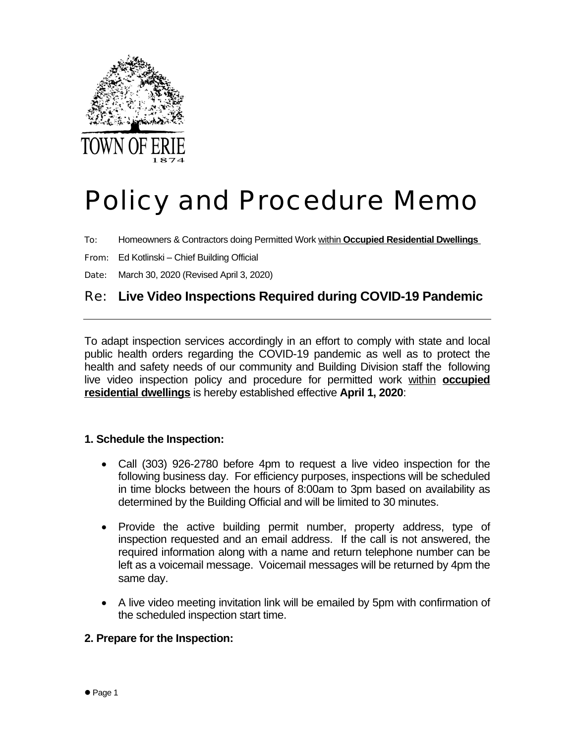TOWN OF ERIE
1874

# Policy and Procedure Memo

To: Homeowners & Contractors doing Permitted Work within **Occupied Residential Dwellings**

From: Ed Kotlinski – Chief Building Official

Date: March 30, 2020 (Revised April 3, 2020)

## Re: **Live Video Inspections Required during COVID-19 Pandemic**

---

To adapt inspection services accordingly in an effort to comply with state and local public health orders regarding the COVID-19 pandemic as well as to protect the health and safety needs of our community and Building Division staff the following live video inspection policy and procedure for permitted work within **occupied residential dwellings** is hereby established effective **April 1, 2020**:

### 1. Schedule the Inspection:

- Call (303) 926-2780 before 4pm to request a live video inspection for the following business day. For efficiency purposes, inspections will be scheduled in time blocks between the hours of 8:00am to 3pm based on availability as determined by the Building Official and will be limited to 30 minutes.
- Provide the active building permit number, property address, type of inspection requested and an email address. If the call is not answered, the required information along with a name and return telephone number can be left as a voicemail message. Voicemail messages will be returned by 4pm the same day.
- A live video meeting invitation link will be emailed by 5pm with confirmation of the scheduled inspection start time.

### 2. Prepare for the Inspection: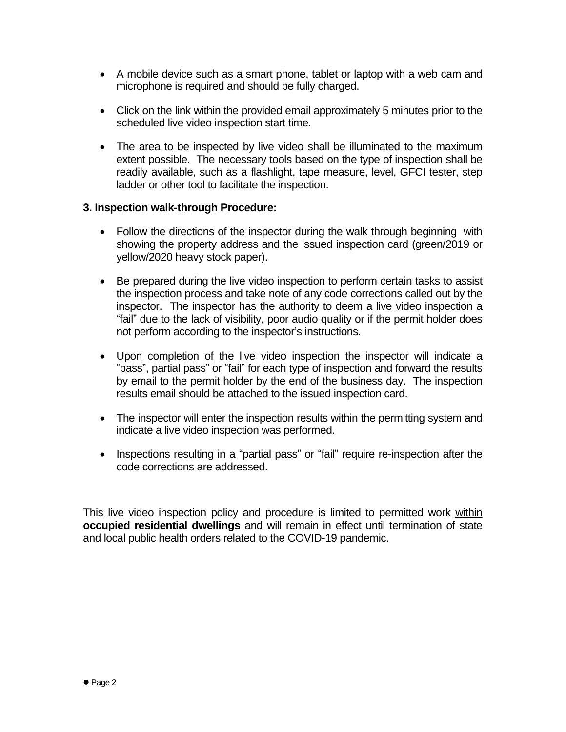- A mobile device such as a smart phone, tablet or laptop with a web cam and microphone is required and should be fully charged.
- Click on the link within the provided email approximately 5 minutes prior to the scheduled live video inspection start time.
- The area to be inspected by live video shall be illuminated to the maximum extent possible. The necessary tools based on the type of inspection shall be readily available, such as a flashlight, tape measure, level, GFCI tester, step ladder or other tool to facilitate the inspection.

**3. Inspection walk-through Procedure:**

- Follow the directions of the inspector during the walk through beginning with showing the property address and the issued inspection card (green/2019 or yellow/2020 heavy stock paper).
- Be prepared during the live video inspection to perform certain tasks to assist the inspection process and take note of any code corrections called out by the inspector. The inspector has the authority to deem a live video inspection a "fail" due to the lack of visibility, poor audio quality or if the permit holder does not perform according to the inspector's instructions.
- Upon completion of the live video inspection the inspector will indicate a "pass", partial pass" or "fail" for each type of inspection and forward the results by email to the permit holder by the end of the business day. The inspection results email should be attached to the issued inspection card.
- The inspector will enter the inspection results within the permitting system and indicate a live video inspection was performed.
- Inspections resulting in a "partial pass" or "fail" require re-inspection after the code corrections are addressed.

This live video inspection policy and procedure is limited to permitted work within **occupied residential dwellings** and will remain in effect until termination of state and local public health orders related to the COVID-19 pandemic.